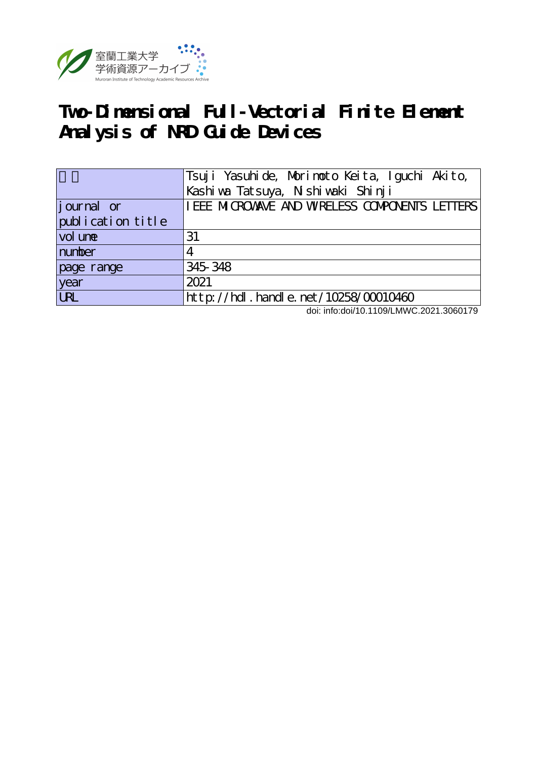室蘭工業大学
学術資源アーカイブ
Muroran Institute of Technology Academic Resources Archive

# Two-Dimensional Full-Vectorial Finite Element Analysis of NRD Guide Devices

| 著者 | Tsuji Yasuhide, Morimoto Keita, Iguchi Akito, Kashiwa Tatsuya, Nishiwaki Shinji |
|---|---|
| journal or publication title | IEEE MICROWAVE AND WIRELESS COMPONENTS LETTERS |
| volume | 31 |
| number | 4 |
| page range | 345-348 |
| year | 2021 |
| URL | http://hdl.handle.net/10258/00010460 |

doi: info:doi/10.1109/LMWC.2021.3060179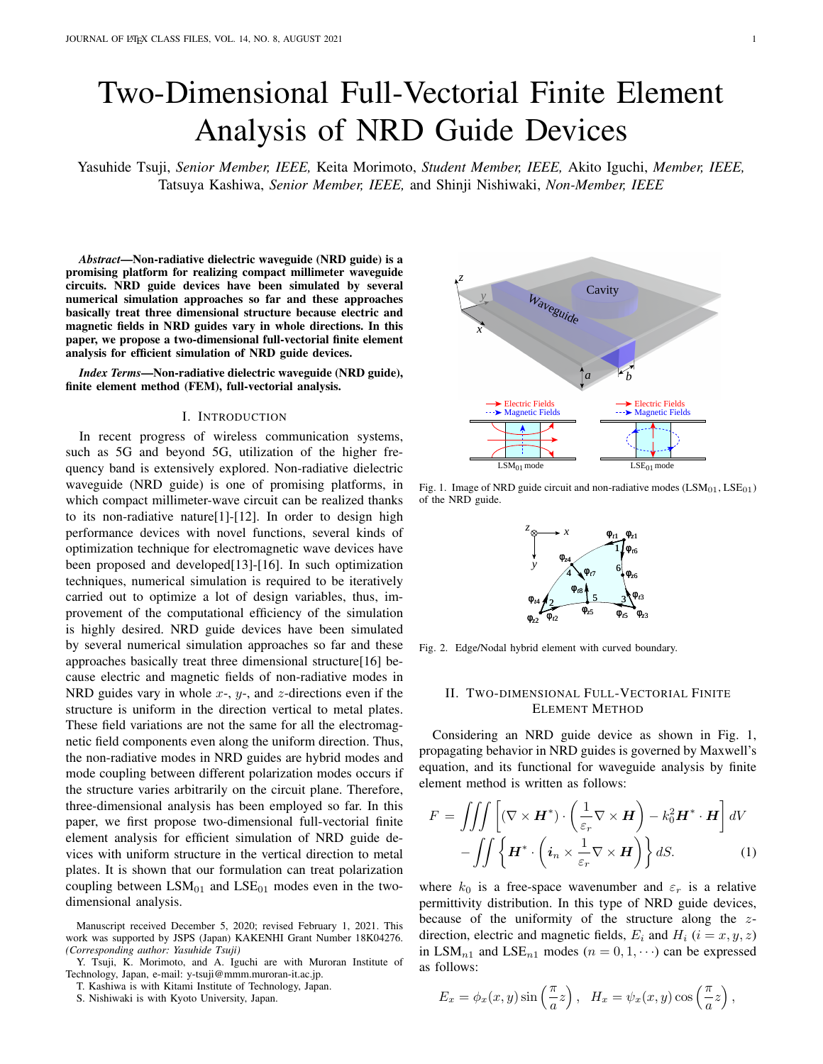# Two-Dimensional Full-Vectorial Finite Element Analysis of NRD Guide Devices

Yasuhide Tsuji, *Senior Member, IEEE,* Keita Morimoto, *Student Member, IEEE,* Akito Iguchi, *Member, IEEE,* Tatsuya Kashiwa, *Senior Member, IEEE,* and Shinji Nishiwaki, *Non-Member, IEEE*

***Abstract*—Non-radiative dielectric waveguide (NRD guide) is a promising platform for realizing compact millimeter waveguide circuits. NRD guide devices have been simulated by several numerical simulation approaches so far and these approaches basically treat three dimensional structure because electric and magnetic fields in NRD guides vary in whole directions. In this paper, we propose a two-dimensional full-vectorial finite element analysis for efficient simulation of NRD guide devices.**

***Index Terms*—Non-radiative dielectric waveguide (NRD guide), finite element method (FEM), full-vectorial analysis.**

## I. Introduction

In recent progress of wireless communication systems, such as 5G and beyond 5G, utilization of the higher frequency band is extensively explored. Non-radiative dielectric waveguide (NRD guide) is one of promising platforms, in which compact millimeter-wave circuit can be realized thanks to its non-radiative nature[1]-[12]. In order to design high performance devices with novel functions, several kinds of optimization technique for electromagnetic wave devices have been proposed and developed[13]-[16]. In such optimization techniques, numerical simulation is required to be iteratively carried out to optimize a lot of design variables, thus, improvement of the computational efficiency of the simulation is highly desired. NRD guide devices have been simulated by several numerical simulation approaches so far and these approaches basically treat three dimensional structure[16] because electric and magnetic fields of non-radiative modes in NRD guides vary in whole $x$-, $y$-, and $z$-directions even if the structure is uniform in the direction vertical to metal plates. These field variations are not the same for all the electromagnetic field components even along the uniform direction. Thus, the non-radiative modes in NRD guides are hybrid modes and mode coupling between different polarization modes occurs if the structure varies arbitrarily on the circuit plane. Therefore, three-dimensional analysis has been employed so far. In this paper, we first propose two-dimensional full-vectorial finite element analysis for efficient simulation of NRD guide devices with uniform structure in the vertical direction to metal plates. It is shown that our formulation can treat polarization coupling between $\mathrm{LSM}_{01}$ and $\mathrm{LSE}_{01}$ modes even in the two-dimensional analysis.

Manuscript received December 5, 2020; revised February 1, 2021. This work was supported by JSPS (Japan) KAKENHI Grant Number 18K04276. *(Corresponding author: Yasuhide Tsuji)*

Y. Tsuji, K. Morimoto, and A. Iguchi are with Muroran Institute of Technology, Japan, e-mail: y-tsuji@mmm.muroran-it.ac.jp.

T. Kashiwa is with Kitami Institute of Technology, Japan.

S. Nishiwaki is with Kyoto University, Japan.

Fig. 1. Image of NRD guide circuit and non-radiative modes ($\mathrm{LSM}_{01}$, $\mathrm{LSE}_{01}$) of the NRD guide.

Fig. 2. Edge/Nodal hybrid element with curved boundary.

## II. Two-Dimensional Full-Vectorial Finite Element Method

Considering an NRD guide device as shown in Fig. 1, propagating behavior in NRD guides is governed by Maxwell's equation, and its functional for waveguide analysis by finite element method is written as follows:

$$F = \iiint \left[ (\nabla \times \boldsymbol{H}^*) \cdot \left( \frac{1}{\varepsilon_r} \nabla \times \boldsymbol{H} \right) - k_0^2 \boldsymbol{H}^* \cdot \boldsymbol{H} \right] dV - \iint \left\{ \boldsymbol{H}^* \cdot \left( \boldsymbol{i}_n \times \frac{1}{\varepsilon_r} \nabla \times \boldsymbol{H} \right) \right\} dS. \quad (1)$$

where $k_0$ is a free-space wavenumber and $\varepsilon_r$ is a relative permittivity distribution. In this type of NRD guide devices, because of the uniformity of the structure along the $z$-direction, electric and magnetic fields, $E_i$ and $H_i$ $(i = x, y, z)$ in $\mathrm{LSM}_{n1}$ and $\mathrm{LSE}_{n1}$ modes $(n = 0, 1, \cdots)$ can be expressed as follows:

$$E_x = \phi_x(x, y) \sin\left(\frac{\pi}{a} z\right), \quad H_x = \psi_x(x, y) \cos\left(\frac{\pi}{a} z\right),$$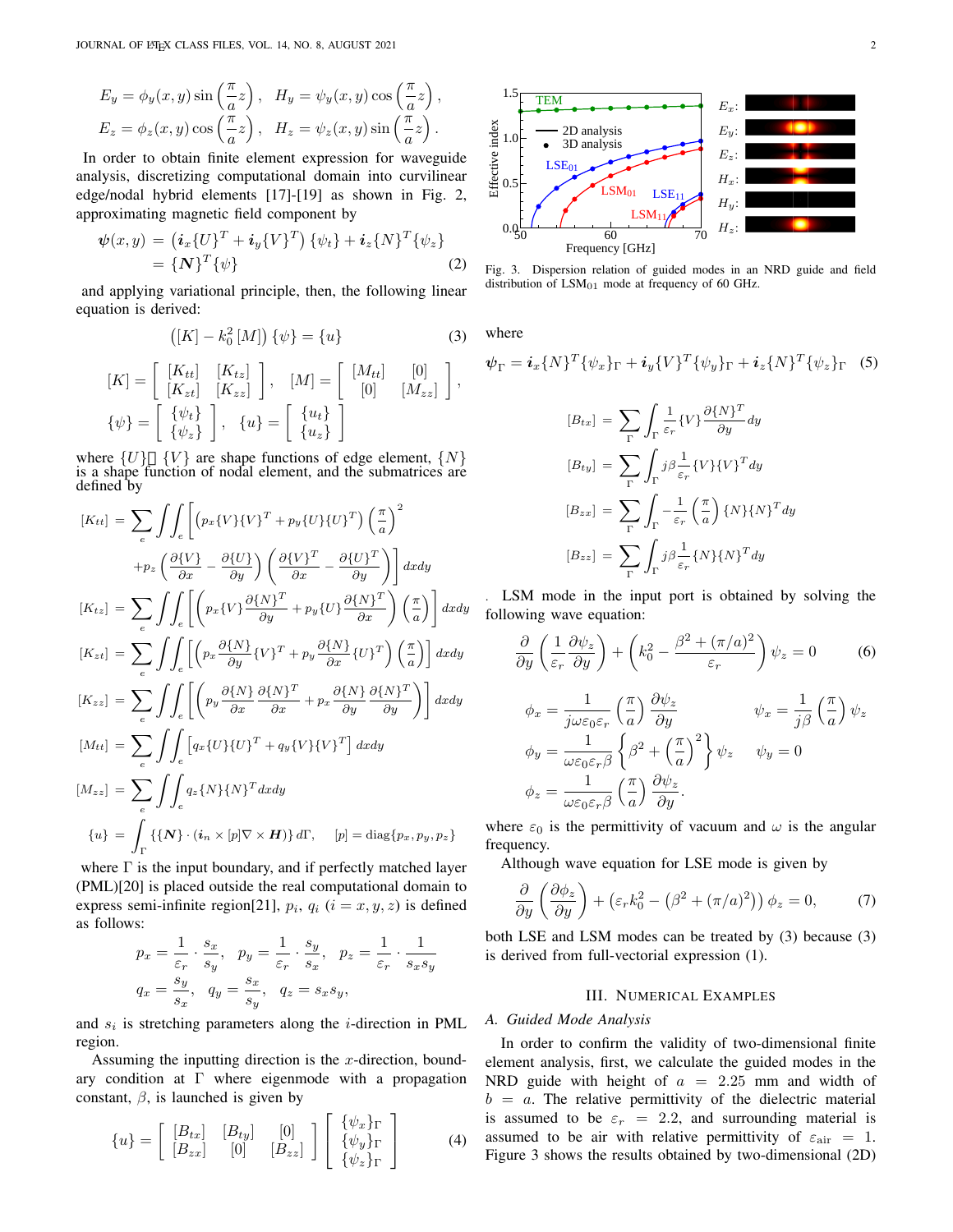$$E_y = \phi_y(x,y)\sin\left(\frac{\pi}{a}z\right), \quad H_y = \psi_y(x,y)\cos\left(\frac{\pi}{a}z\right),$$
$$E_z = \phi_z(x,y)\cos\left(\frac{\pi}{a}z\right), \quad H_z = \psi_z(x,y)\sin\left(\frac{\pi}{a}z\right).$$

In order to obtain finite element expression for waveguide analysis, discretizing computational domain into curvilinear edge/nodal hybrid elements [17]-[19] as shown in Fig. 2, approximating magnetic field component by

$$\begin{aligned}\boldsymbol{\psi}(x,y) &= \left(\boldsymbol{i}_x\{U\}^T + \boldsymbol{i}_y\{V\}^T\right)\{\psi_t\} + \boldsymbol{i}_z\{N\}^T\{\psi_z\} \\ &= \{\boldsymbol{N}\}^T\{\psi\}\end{aligned} \tag{2}$$

and applying variational principle, then, the following linear equation is derived:

$$\left([K] - k_0^2[M]\right)\{\psi\} = \{u\} \tag{3}$$

$$[K] = \begin{bmatrix}[K_{tt}] & [K_{tz}] \\ [K_{zt}] & [K_{zz}]\end{bmatrix}, \quad [M] = \begin{bmatrix}[M_{tt}] & [0] \\ [0] & [M_{zz}]\end{bmatrix},$$
$$\{\psi\} = \begin{bmatrix}\{\psi_t\} \\ \{\psi_z\}\end{bmatrix}, \quad \{u\} = \begin{bmatrix}\{u_t\} \\ \{u_z\}\end{bmatrix}$$

where $\{U\}$, $\{V\}$ are shape functions of edge element, $\{N\}$ is a shape function of nodal element, and the submatrices are defined by

$$\begin{aligned}
[K_{tt}] &= \sum_e \iint_e \Bigg[\left(p_x\{V\}\{V\}^T + p_y\{U\}\{U\}^T\right)\left(\frac{\pi}{a}\right)^2 \\
&\quad + p_z\left(\frac{\partial\{V\}}{\partial x} - \frac{\partial\{U\}}{\partial y}\right)\left(\frac{\partial\{V\}^T}{\partial x} - \frac{\partial\{U\}^T}{\partial y}\right)\Bigg] dxdy \\
[K_{tz}] &= \sum_e \iint_e \left[\left(p_x\{V\}\frac{\partial\{N\}^T}{\partial y} + p_y\{U\}\frac{\partial\{N\}^T}{\partial x}\right)\left(\frac{\pi}{a}\right)\right] dxdy \\
[K_{zt}] &= \sum_e \iint_e \left[\left(p_x\frac{\partial\{N\}}{\partial y}\{V\}^T + p_y\frac{\partial\{N\}}{\partial x}\{U\}^T\right)\left(\frac{\pi}{a}\right)\right] dxdy \\
[K_{zz}] &= \sum_e \iint_e \left[\left(p_y\frac{\partial\{N\}}{\partial x}\frac{\partial\{N\}^T}{\partial x} + p_x\frac{\partial\{N\}}{\partial y}\frac{\partial\{N\}^T}{\partial y}\right)\right] dxdy \\
[M_{tt}] &= \sum_e \iint_e \left[q_x\{U\}\{U\}^T + q_y\{V\}\{V\}^T\right] dxdy \\
[M_{zz}] &= \sum_e \iint_e q_z\{N\}\{N\}^T dxdy \\
\{u\} &= \int_\Gamma \{\{\boldsymbol{N}\}\cdot(\boldsymbol{i}_n \times [p]\nabla \times \boldsymbol{H})\} d\Gamma, \quad [p] = \mathrm{diag}\{p_x, p_y, p_z\}
\end{aligned}$$

where $\Gamma$ is the input boundary, and if perfectly matched layer (PML)[20] is placed outside the real computational domain to express semi-infinite region[21], $p_i$, $q_i$ $(i = x, y, z)$ is defined as follows:

$$p_x = \frac{1}{\varepsilon_r}\cdot\frac{s_x}{s_y}, \quad p_y = \frac{1}{\varepsilon_r}\cdot\frac{s_y}{s_x}, \quad p_z = \frac{1}{\varepsilon_r}\cdot\frac{1}{s_x s_y}$$
$$q_x = \frac{s_y}{s_x}, \quad q_y = \frac{s_x}{s_y}, \quad q_z = s_x s_y,$$

and $s_i$ is stretching parameters along the $i$-direction in PML region.

Assuming the inputting direction is the $x$-direction, boundary condition at $\Gamma$ where eigenmode with a propagation constant, $\beta$, is launched is given by

$$\{u\} = \begin{bmatrix}[B_{tx}] & [B_{ty}] & [0] \\ [B_{zx}] & [0] & [B_{zz}]\end{bmatrix}\begin{bmatrix}\{\psi_x\}_\Gamma \\ \{\psi_y\}_\Gamma \\ \{\psi_z\}_\Gamma\end{bmatrix} \tag{4}$$

where

$$\boldsymbol{\psi}_\Gamma = \boldsymbol{i}_x\{N\}^T\{\psi_x\}_\Gamma + \boldsymbol{i}_y\{V\}^T\{\psi_y\}_\Gamma + \boldsymbol{i}_z\{N\}^T\{\psi_z\}_\Gamma \tag{5}$$

$$\begin{aligned}
[B_{tx}] &= \sum_\Gamma \int_\Gamma \frac{1}{\varepsilon_r}\{V\}\frac{\partial\{N\}^T}{\partial y} dy \\
[B_{ty}] &= \sum_\Gamma \int_\Gamma j\beta\frac{1}{\varepsilon_r}\{V\}\{V\}^T dy \\
[B_{zx}] &= \sum_\Gamma \int_\Gamma -\frac{1}{\varepsilon_r}\left(\frac{\pi}{a}\right)\{N\}\{N\}^T dy \\
[B_{zz}] &= \sum_\Gamma \int_\Gamma j\beta\frac{1}{\varepsilon_r}\{N\}\{N\}^T dy
\end{aligned}$$

. LSM mode in the input port is obtained by solving the following wave equation:

$$\frac{\partial}{\partial y}\left(\frac{1}{\varepsilon_r}\frac{\partial\psi_z}{\partial y}\right) + \left(k_0^2 - \frac{\beta^2 + (\pi/a)^2}{\varepsilon_r}\right)\psi_z = 0 \tag{6}$$

$$\phi_x = \frac{1}{j\omega\varepsilon_0\varepsilon_r}\left(\frac{\pi}{a}\right)\frac{\partial\psi_z}{\partial y} \qquad \psi_x = \frac{1}{j\beta}\left(\frac{\pi}{a}\right)\psi_z$$
$$\phi_y = \frac{1}{\omega\varepsilon_0\varepsilon_r\beta}\left\{\beta^2 + \left(\frac{\pi}{a}\right)^2\right\}\psi_z \qquad \psi_y = 0$$
$$\phi_z = \frac{1}{\omega\varepsilon_0\varepsilon_r\beta}\left(\frac{\pi}{a}\right)\frac{\partial\psi_z}{\partial y}.$$

where $\varepsilon_0$ is the permittivity of vacuum and $\omega$ is the angular frequency.

Although wave equation for LSE mode is given by

$$\frac{\partial}{\partial y}\left(\frac{\partial\phi_z}{\partial y}\right) + \left(\varepsilon_r k_0^2 - \left(\beta^2 + (\pi/a)^2\right)\right)\phi_z = 0, \tag{7}$$

both LSE and LSM modes can be treated by (3) because (3) is derived from full-vectorial expression (1).

Fig. 3. Dispersion relation of guided modes in an NRD guide and field distribution of $\mathrm{LSM}_{01}$ mode at frequency of 60 GHz.

## III. Numerical Examples

### A. Guided Mode Analysis

In order to confirm the validity of two-dimensional finite element analysis, first, we calculate the guided modes in the NRD guide with height of $a = 2.25$ mm and width of $b = a$. The relative permittivity of the dielectric material is assumed to be $\varepsilon_r = 2.2$, and surrounding material is assumed to be air with relative permittivity of $\varepsilon_{\mathrm{air}} = 1$. Figure 3 shows the results obtained by two-dimensional (2D)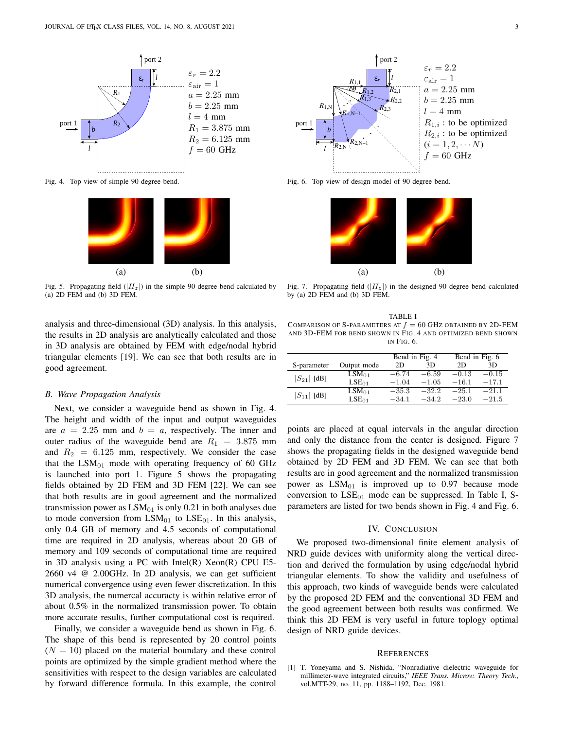Fig. 4. Top view of simple 90 degree bend.

Fig. 5. Propagating field ($|H_z|$) in the simple 90 degree bend calculated by (a) 2D FEM and (b) 3D FEM.

analysis and three-dimensional (3D) analysis. In this analysis, the results in 2D analysis are analytically calculated and those in 3D analysis are obtained by FEM with edge/nodal hybrid triangular elements [19]. We can see that both results are in good agreement.

### B. Wave Propagation Analysis

Next, we consider a waveguide bend as shown in Fig. 4. The height and width of the input and output waveguides are $a = 2.25$ mm and $b = a$, respectively. The inner and outer radius of the waveguide bend are $R_1 = 3.875$ mm and $R_2 = 6.125$ mm, respectively. We consider the case that the $\mathrm{LSM}_{01}$ mode with operating frequency of 60 GHz is launched into port 1. Figure 5 shows the propagating fields obtained by 2D FEM and 3D FEM [22]. We can see that both results are in good agreement and the normalized transmission power as $\mathrm{LSM}_{01}$ is only 0.21 in both analyses due to mode conversion from $\mathrm{LSM}_{01}$ to $\mathrm{LSE}_{01}$. In this analysis, only 0.4 GB of memory and 4.5 seconds of computational time are required in 2D analysis, whereas about 20 GB of memory and 109 seconds of computational time are required in 3D analysis using a PC with Intel(R) Xeon(R) CPU E5-2660 v4 @ 2.00GHz. In 2D analysis, we can get sufficient numerical convergence using even fewer discretization. In this 3D analysis, the numercal accuracy is within relative error of about 0.5% in the normalized transmission power. To obtain more accurate results, further computational cost is required.

Finally, we consider a waveguide bend as shown in Fig. 6. The shape of this bend is represented by 20 control points ($N = 10$) placed on the material boundary and these control points are optimized by the simple gradient method where the sensitivities with respect to the design variables are calculated by forward difference formula. In this example, the control points are placed at equal intervals in the angular direction and only the distance from the center is designed. Figure 7 shows the propagating fields in the designed waveguide bend obtained by 2D FEM and 3D FEM. We can see that both results are in good agreement and the normalized transmission power as $\mathrm{LSM}_{01}$ is improved up to 0.97 because mode conversion to $\mathrm{LSE}_{01}$ mode can be suppressed. In Table I, S-parameters are listed for two bends shown in Fig. 4 and Fig. 6.

Fig. 6. Top view of design model of 90 degree bend.

Fig. 7. Propagating field ($|H_z|$) in the designed 90 degree bend calculated by (a) 2D FEM and (b) 3D FEM.

TABLE I
COMPARISON OF S-PARAMETERS AT $f = 60$ GHz OBTAINED BY 2D-FEM AND 3D-FEM FOR BEND SHOWN IN FIG. 4 AND OPTIMIZED BEND SHOWN IN FIG. 6.

| S-parameter | Output mode | Bend in Fig. 4 | | Bend in Fig. 6 | |
|---|---|---|---|---|---|
| | | 2D | 3D | 2D | 3D |
| $\lvert S_{21}\rvert$ [dB] | $\mathrm{LSM}_{01}$ | $-6.74$ | $-6.59$ | $-0.13$ | $-0.15$ |
| | $\mathrm{LSE}_{01}$ | $-1.04$ | $-1.05$ | $-16.1$ | $-17.1$ |
| $\lvert S_{11}\rvert$ [dB] | $\mathrm{LSM}_{01}$ | $-35.3$ | $-32.2$ | $-25.1$ | $-21.1$ |
| | $\mathrm{LSE}_{01}$ | $-34.1$ | $-34.2$ | $-23.0$ | $-21.5$ |

## IV. CONCLUSION

We proposed two-dimensional finite element analysis of NRD guide devices with uniformity along the vertical direction and derived the formulation by using edge/nodal hybrid triangular elements. To show the validity and usefulness of this approach, two kinds of waveguide bends were calculated by the proposed 2D FEM and the conventional 3D FEM and the good agreement between both results was confirmed. We think this 2D FEM is very useful in future toplogy optimal design of NRD guide devices.

## REFERENCES

[1] T. Yoneyama and S. Nishida, "Nonradiative dielectric waveguide for millimeter-wave integrated circuits," *IEEE Trans. Microw. Theory Tech.*, vol.MTT-29, no. 11, pp. 1188–1192, Dec. 1981.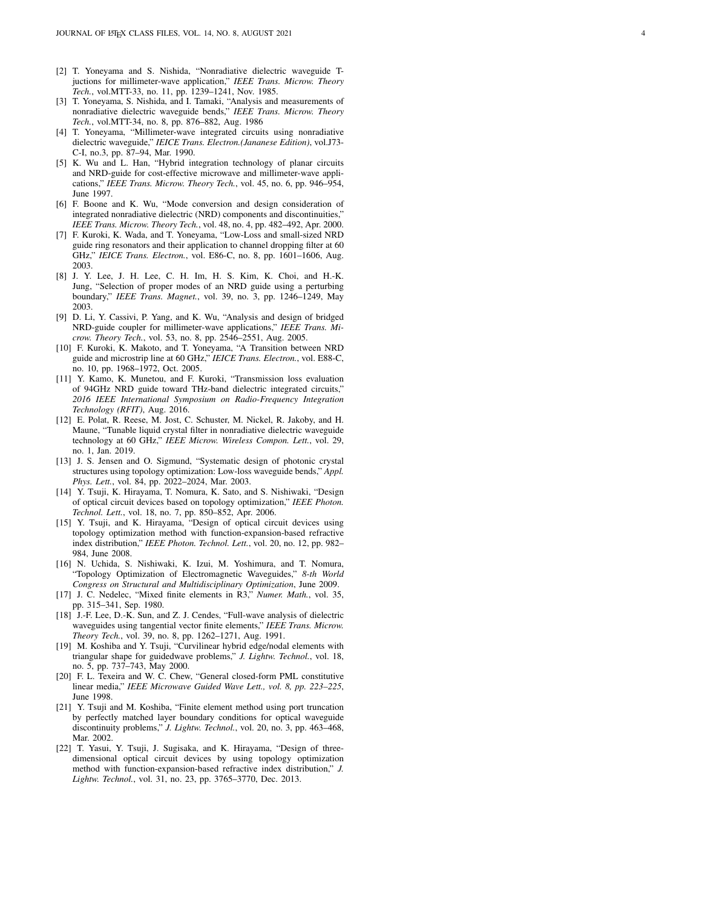[2] T. Yoneyama and S. Nishida, "Nonradiative dielectric waveguide T-juctions for millimeter-wave application," *IEEE Trans. Microw. Theory Tech.*, vol.MTT-33, no. 11, pp. 1239–1241, Nov. 1985.

[3] T. Yoneyama, S. Nishida, and I. Tamaki, "Analysis and measurements of nonradiative dielectric waveguide bends," *IEEE Trans. Microw. Theory Tech.*, vol.MTT-34, no. 8, pp. 876–882, Aug. 1986

[4] T. Yoneyama, "Millimeter-wave integrated circuits using nonradiative dielectric waveguide," *IEICE Trans. Electron.(Jananese Edition)*, vol.J73-C-I, no.3, pp. 87–94, Mar. 1990.

[5] K. Wu and L. Han, "Hybrid integration technology of planar circuits and NRD-guide for cost-effective microwave and millimeter-wave applications," *IEEE Trans. Microw. Theory Tech.*, vol. 45, no. 6, pp. 946–954, June 1997.

[6] F. Boone and K. Wu, "Mode conversion and design consideration of integrated nonradiative dielectric (NRD) components and discontinuities," *IEEE Trans. Microw. Theory Tech.*, vol. 48, no. 4, pp. 482–492, Apr. 2000.

[7] F. Kuroki, K. Wada, and T. Yoneyama, "Low-Loss and small-sized NRD guide ring resonators and their application to channel dropping filter at 60 GHz," *IEICE Trans. Electron.*, vol. E86-C, no. 8, pp. 1601–1606, Aug. 2003.

[8] J. Y. Lee, J. H. Lee, C. H. Im, H. S. Kim, K. Choi, and H.-K. Jung, "Selection of proper modes of an NRD guide using a perturbing boundary," *IEEE Trans. Magnet.*, vol. 39, no. 3, pp. 1246–1249, May 2003.

[9] D. Li, Y. Cassivi, P. Yang, and K. Wu, "Analysis and design of bridged NRD-guide coupler for millimeter-wave applications," *IEEE Trans. Microw. Theory Tech.*, vol. 53, no. 8, pp. 2546–2551, Aug. 2005.

[10] F. Kuroki, K. Makoto, and T. Yoneyama, "A Transition between NRD guide and microstrip line at 60 GHz," *IEICE Trans. Electron.*, vol. E88-C, no. 10, pp. 1968–1972, Oct. 2005.

[11] Y. Kamo, K. Munetou, and F. Kuroki, "Transmission loss evaluation of 94GHz NRD guide toward THz-band dielectric integrated circuits," *2016 IEEE International Symposium on Radio-Frequency Integration Technology (RFIT)*, Aug. 2016.

[12] E. Polat, R. Reese, M. Jost, C. Schuster, M. Nickel, R. Jakoby, and H. Maune, "Tunable liquid crystal filter in nonradiative dielectric waveguide technology at 60 GHz," *IEEE Microw. Wireless Compon. Lett.*, vol. 29, no. 1, Jan. 2019.

[13] J. S. Jensen and O. Sigmund, "Systematic design of photonic crystal structures using topology optimization: Low-loss waveguide bends," *Appl. Phys. Lett.*, vol. 84, pp. 2022–2024, Mar. 2003.

[14] Y. Tsuji, K. Hirayama, T. Nomura, K. Sato, and S. Nishiwaki, "Design of optical circuit devices based on topology optimization," *IEEE Photon. Technol. Lett.*, vol. 18, no. 7, pp. 850–852, Apr. 2006.

[15] Y. Tsuji, and K. Hirayama, "Design of optical circuit devices using topology optimization method with function-expansion-based refractive index distribution," *IEEE Photon. Technol. Lett.*, vol. 20, no. 12, pp. 982–984, June 2008.

[16] N. Uchida, S. Nishiwaki, K. Izui, M. Yoshimura, and T. Nomura, "Topology Optimization of Electromagnetic Waveguides," *8-th World Congress on Structural and Multidisciplinary Optimization*, June 2009.

[17] J. C. Nedelec, "Mixed finite elements in R3," *Numer. Math.*, vol. 35, pp. 315–341, Sep. 1980.

[18] J.-F. Lee, D.-K. Sun, and Z. J. Cendes, "Full-wave analysis of dielectric waveguides using tangential vector finite elements," *IEEE Trans. Microw. Theory Tech.*, vol. 39, no. 8, pp. 1262–1271, Aug. 1991.

[19] M. Koshiba and Y. Tsuji, "Curvilinear hybrid edge/nodal elements with triangular shape for guidedwave problems," *J. Lightw. Technol.*, vol. 18, no. 5, pp. 737–743, May 2000.

[20] F. L. Texeira and W. C. Chew, "General closed-form PML constitutive linear media," *IEEE Microwave Guided Wave Lett., vol. 8, pp. 223–225*, June 1998.

[21] Y. Tsuji and M. Koshiba, "Finite element method using port truncation by perfectly matched layer boundary conditions for optical waveguide discontinuity problems," *J. Lightw. Technol.*, vol. 20, no. 3, pp. 463–468, Mar. 2002.

[22] T. Yasui, Y. Tsuji, J. Sugisaka, and K. Hirayama, "Design of three-dimensional optical circuit devices by using topology optimization method with function-expansion-based refractive index distribution," *J. Lightw. Technol.*, vol. 31, no. 23, pp. 3765–3770, Dec. 2013.